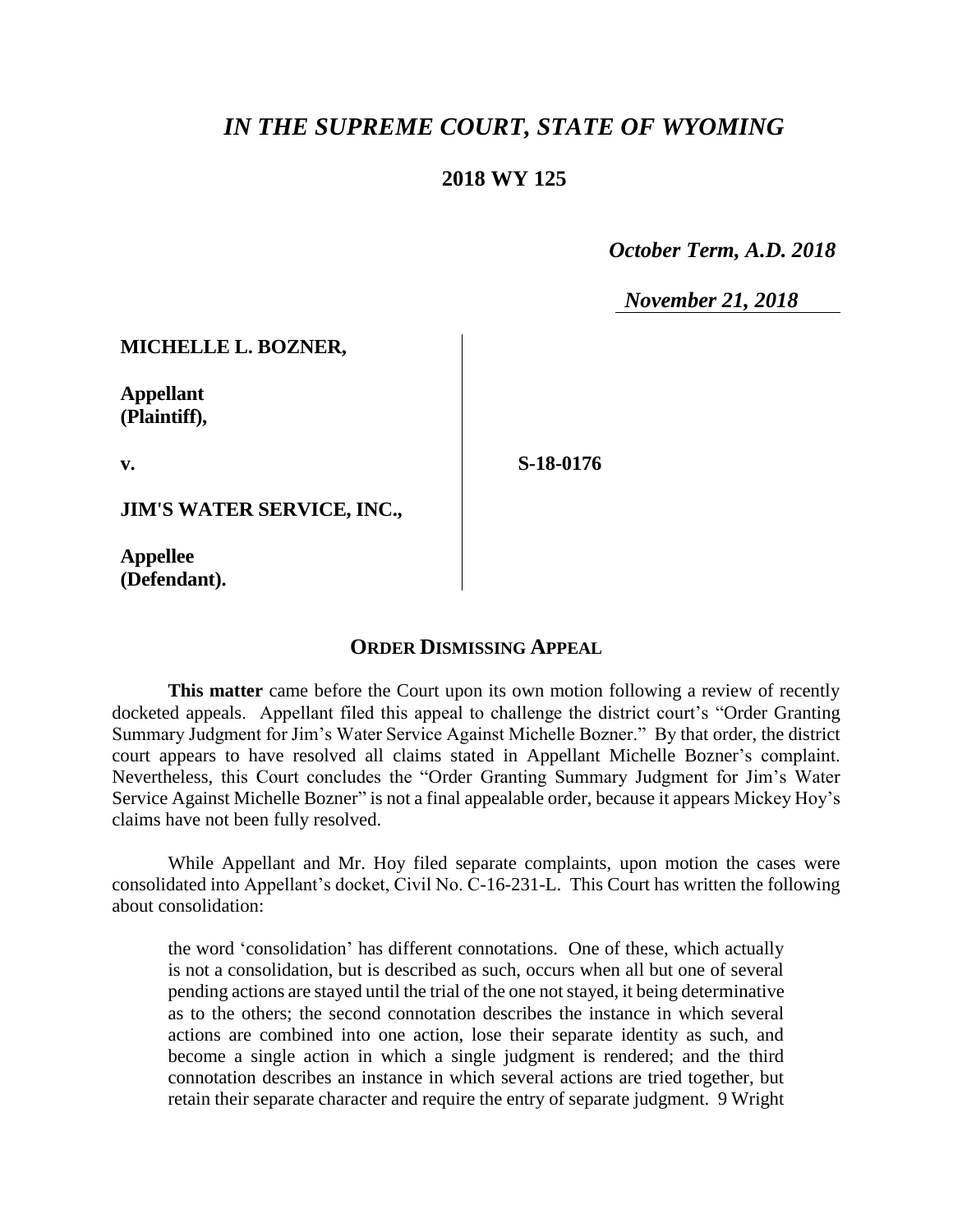# *IN THE SUPREME COURT, STATE OF WYOMING*

**2018 WY 125**

*October Term, A.D. 2018*

*November 21, 2018*

| | |
|---|---|
| **MICHELLE L. BOZNER,**<br><br>**Appellant (Plaintiff),**<br><br>**v.**<br><br>**JIM'S WATER SERVICE, INC.,**<br><br>**Appellee (Defendant).** | **S-18-0176** |

## ORDER DISMISSING APPEAL

**This matter** came before the Court upon its own motion following a review of recently docketed appeals. Appellant filed this appeal to challenge the district court's "Order Granting Summary Judgment for Jim's Water Service Against Michelle Bozner." By that order, the district court appears to have resolved all claims stated in Appellant Michelle Bozner's complaint. Nevertheless, this Court concludes the "Order Granting Summary Judgment for Jim's Water Service Against Michelle Bozner" is not a final appealable order, because it appears Mickey Hoy's claims have not been fully resolved.

While Appellant and Mr. Hoy filed separate complaints, upon motion the cases were consolidated into Appellant's docket, Civil No. C-16-231-L. This Court has written the following about consolidation:

> the word 'consolidation' has different connotations. One of these, which actually is not a consolidation, but is described as such, occurs when all but one of several pending actions are stayed until the trial of the one not stayed, it being determinative as to the others; the second connotation describes the instance in which several actions are combined into one action, lose their separate identity as such, and become a single action in which a single judgment is rendered; and the third connotation describes an instance in which several actions are tried together, but retain their separate character and require the entry of separate judgment. 9 Wright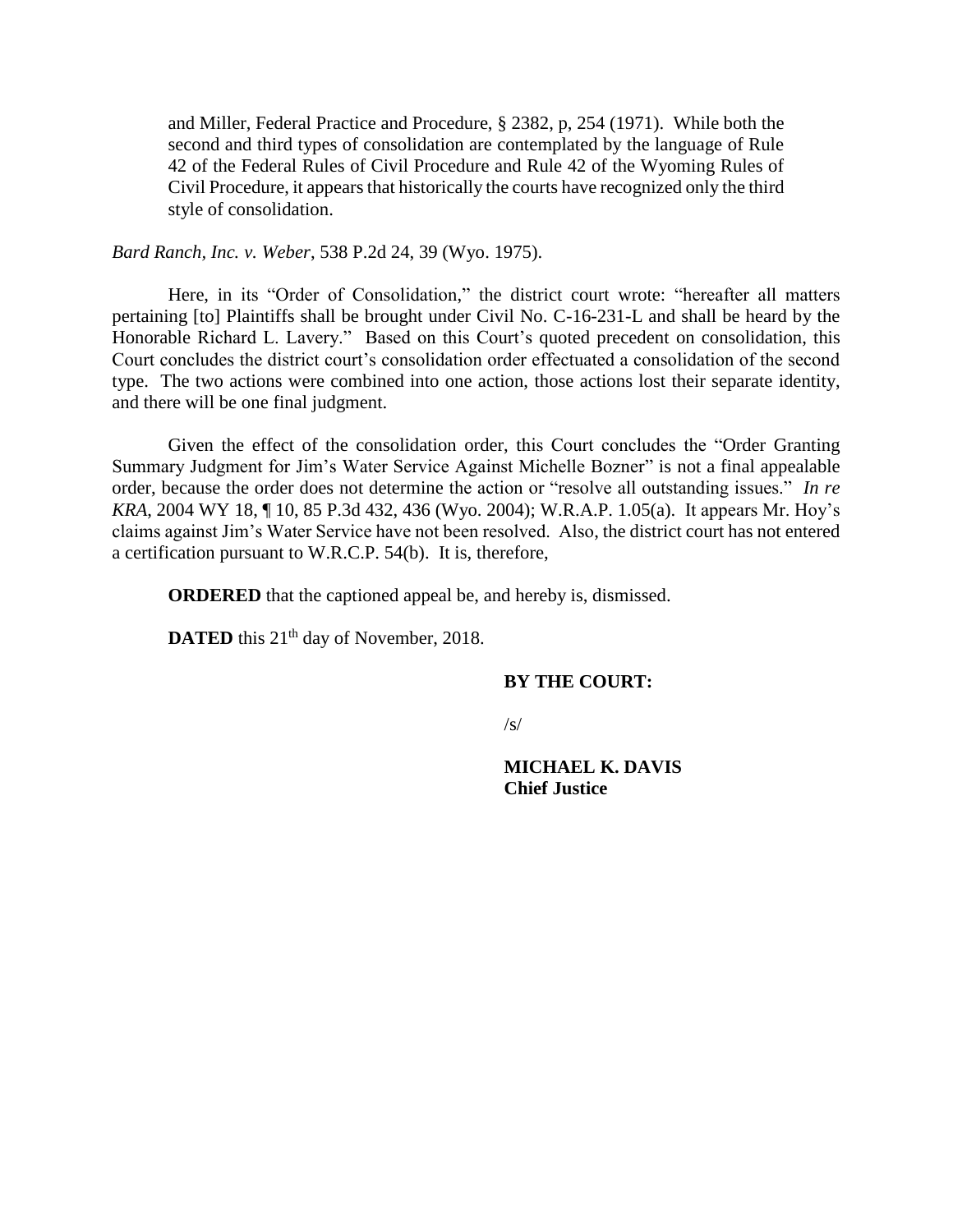> and Miller, Federal Practice and Procedure, § 2382, p, 254 (1971). While both the second and third types of consolidation are contemplated by the language of Rule 42 of the Federal Rules of Civil Procedure and Rule 42 of the Wyoming Rules of Civil Procedure, it appears that historically the courts have recognized only the third style of consolidation.

*Bard Ranch, Inc. v. Weber*, 538 P.2d 24, 39 (Wyo. 1975).

Here, in its "Order of Consolidation," the district court wrote: "hereafter all matters pertaining [to] Plaintiffs shall be brought under Civil No. C-16-231-L and shall be heard by the Honorable Richard L. Lavery." Based on this Court's quoted precedent on consolidation, this Court concludes the district court's consolidation order effectuated a consolidation of the second type. The two actions were combined into one action, those actions lost their separate identity, and there will be one final judgment.

Given the effect of the consolidation order, this Court concludes the "Order Granting Summary Judgment for Jim's Water Service Against Michelle Bozner" is not a final appealable order, because the order does not determine the action or "resolve all outstanding issues." *In re KRA*, 2004 WY 18, ¶ 10, 85 P.3d 432, 436 (Wyo. 2004); W.R.A.P. 1.05(a). It appears Mr. Hoy's claims against Jim's Water Service have not been resolved. Also, the district court has not entered a certification pursuant to W.R.C.P. 54(b). It is, therefore,

**ORDERED** that the captioned appeal be, and hereby is, dismissed.

**DATED** this 21th day of November, 2018.

**BY THE COURT:**

/s/

**MICHAEL K. DAVIS**
**Chief Justice**